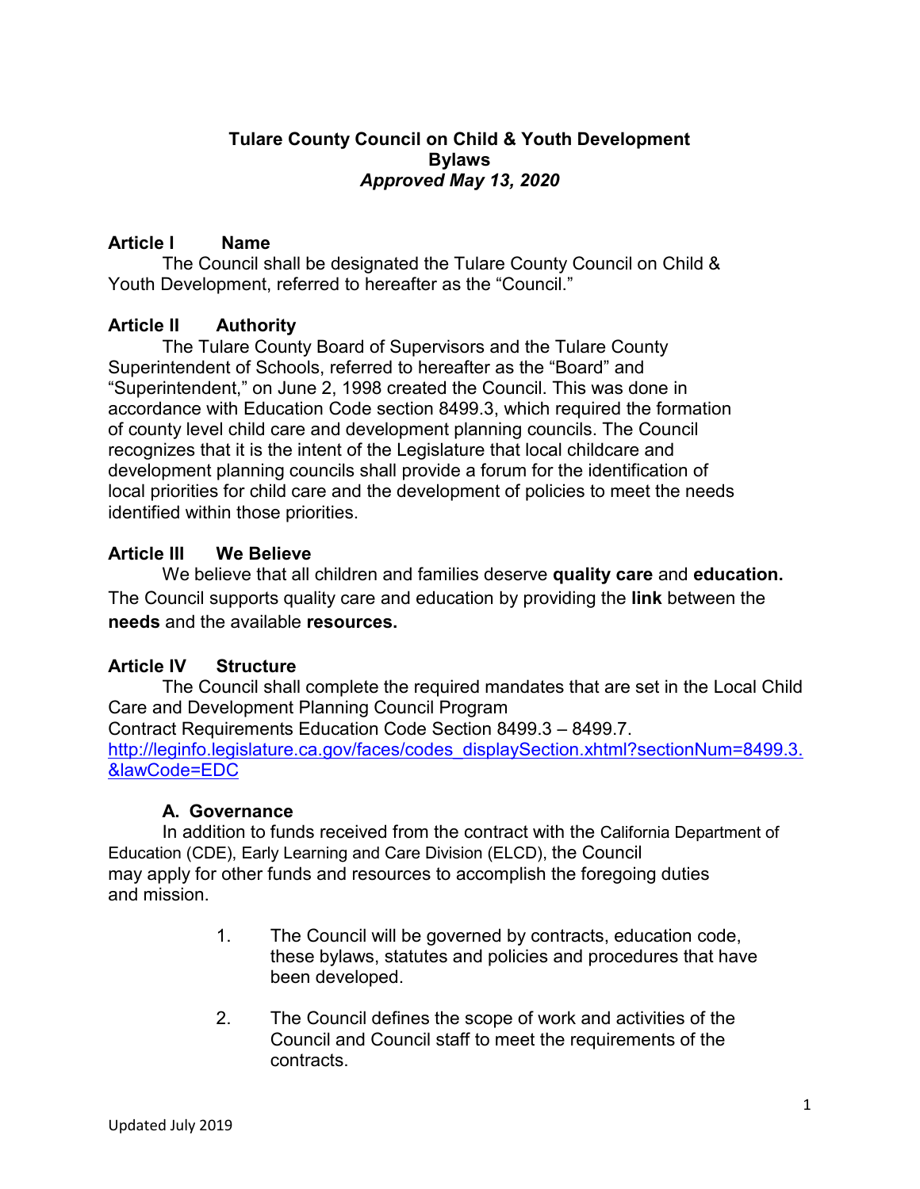# Tulare County Council on Child & Youth Development
## Bylaws
*Approved May 13, 2020*

## Article I Name

The Council shall be designated the Tulare County Council on Child & Youth Development, referred to hereafter as the "Council."

## Article II Authority

The Tulare County Board of Supervisors and the Tulare County Superintendent of Schools, referred to hereafter as the "Board" and "Superintendent," on June 2, 1998 created the Council. This was done in accordance with Education Code section 8499.3, which required the formation of county level child care and development planning councils. The Council recognizes that it is the intent of the Legislature that local childcare and development planning councils shall provide a forum for the identification of local priorities for child care and the development of policies to meet the needs identified within those priorities.

## Article III We Believe

We believe that all children and families deserve **quality care** and **education.** The Council supports quality care and education by providing the **link** between the **needs** and the available **resources.**

## Article IV Structure

The Council shall complete the required mandates that are set in the Local Child Care and Development Planning Council Program Contract Requirements Education Code Section 8499.3 – 8499.7. [http://leginfo.legislature.ca.gov/faces/codes_displaySection.xhtml?sectionNum=8499.3.&lawCode=EDC](http://leginfo.legislature.ca.gov/faces/codes_displaySection.xhtml?sectionNum=8499.3.&lawCode=EDC)

### A. Governance

In addition to funds received from the contract with the California Department of Education (CDE), Early Learning and Care Division (ELCD), the Council may apply for other funds and resources to accomplish the foregoing duties and mission.

1. The Council will be governed by contracts, education code, these bylaws, statutes and policies and procedures that have been developed.

2. The Council defines the scope of work and activities of the Council and Council staff to meet the requirements of the contracts.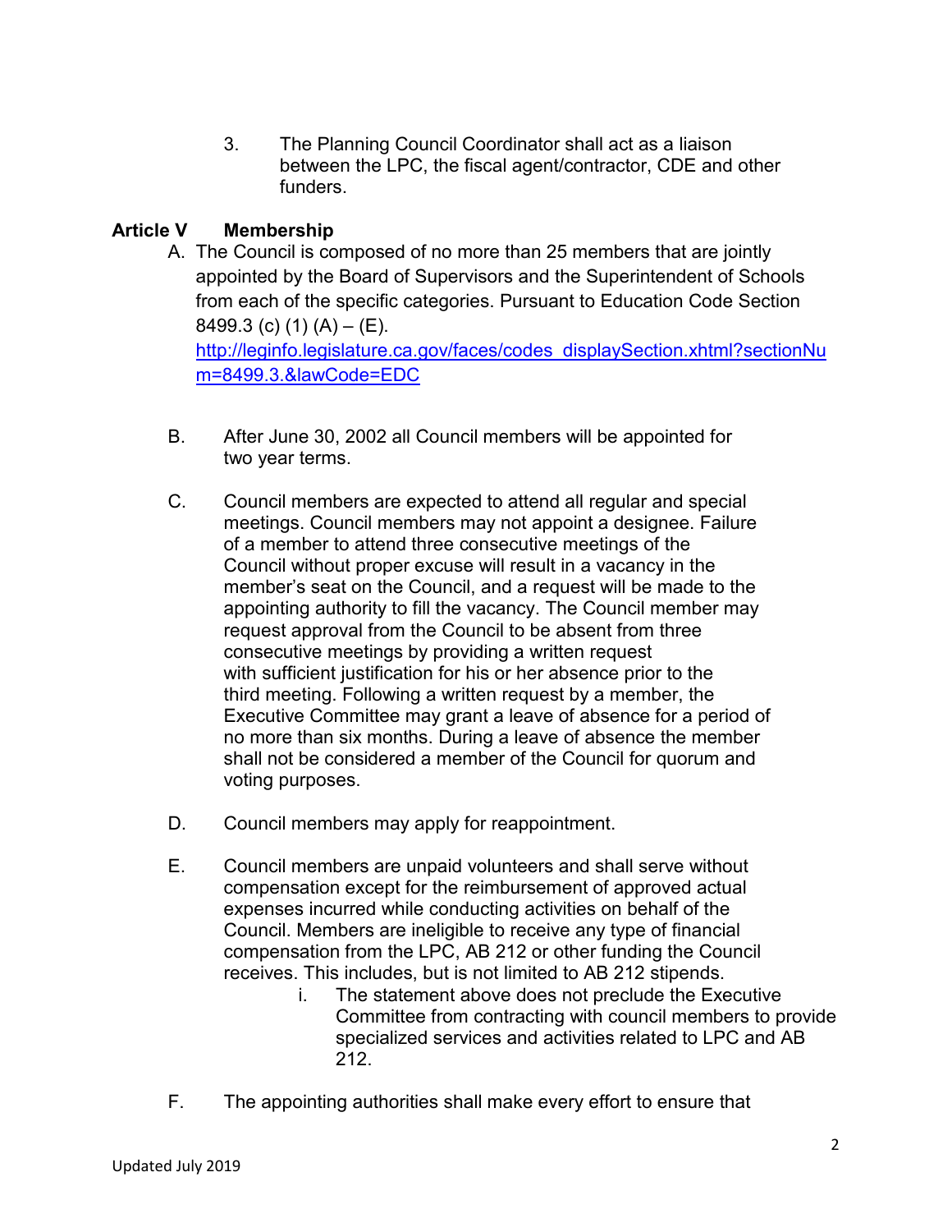3. The Planning Council Coordinator shall act as a liaison between the LPC, the fiscal agent/contractor, CDE and other funders.

## Article V Membership

A. The Council is composed of no more than 25 members that are jointly appointed by the Board of Supervisors and the Superintendent of Schools from each of the specific categories. Pursuant to Education Code Section 8499.3 (c) (1) (A) – (E). http://leginfo.legislature.ca.gov/faces/codes_displaySection.xhtml?sectionNum=8499.3.&lawCode=EDC

B. After June 30, 2002 all Council members will be appointed for two year terms.

C. Council members are expected to attend all regular and special meetings. Council members may not appoint a designee. Failure of a member to attend three consecutive meetings of the Council without proper excuse will result in a vacancy in the member's seat on the Council, and a request will be made to the appointing authority to fill the vacancy. The Council member may request approval from the Council to be absent from three consecutive meetings by providing a written request with sufficient justification for his or her absence prior to the third meeting. Following a written request by a member, the Executive Committee may grant a leave of absence for a period of no more than six months. During a leave of absence the member shall not be considered a member of the Council for quorum and voting purposes.

D. Council members may apply for reappointment.

E. Council members are unpaid volunteers and shall serve without compensation except for the reimbursement of approved actual expenses incurred while conducting activities on behalf of the Council. Members are ineligible to receive any type of financial compensation from the LPC, AB 212 or other funding the Council receives. This includes, but is not limited to AB 212 stipends.
   i. The statement above does not preclude the Executive Committee from contracting with council members to provide specialized services and activities related to LPC and AB 212.

F. The appointing authorities shall make every effort to ensure that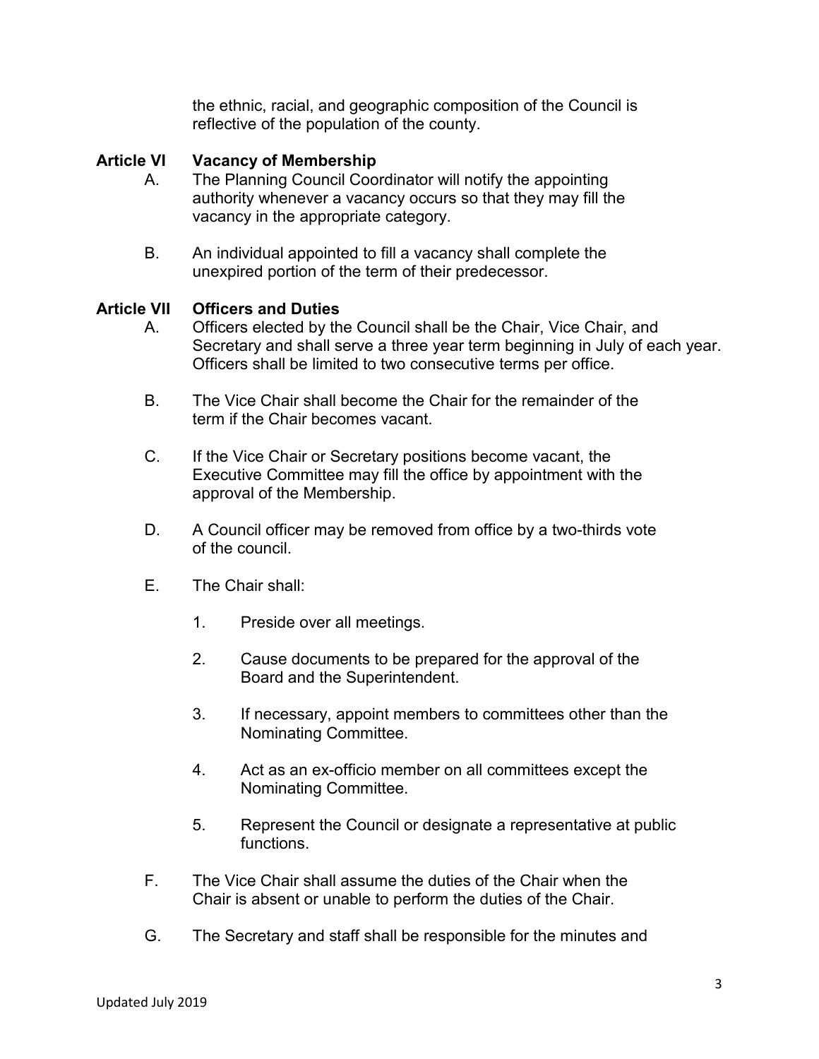the ethnic, racial, and geographic composition of the Council is reflective of the population of the county.

## Article VI Vacancy of Membership

A. The Planning Council Coordinator will notify the appointing authority whenever a vacancy occurs so that they may fill the vacancy in the appropriate category.

B. An individual appointed to fill a vacancy shall complete the unexpired portion of the term of their predecessor.

## Article VII Officers and Duties

A. Officers elected by the Council shall be the Chair, Vice Chair, and Secretary and shall serve a three year term beginning in July of each year. Officers shall be limited to two consecutive terms per office.

B. The Vice Chair shall become the Chair for the remainder of the term if the Chair becomes vacant.

C. If the Vice Chair or Secretary positions become vacant, the Executive Committee may fill the office by appointment with the approval of the Membership.

D. A Council officer may be removed from office by a two-thirds vote of the council.

E. The Chair shall:

1. Preside over all meetings.

2. Cause documents to be prepared for the approval of the Board and the Superintendent.

3. If necessary, appoint members to committees other than the Nominating Committee.

4. Act as an ex-officio member on all committees except the Nominating Committee.

5. Represent the Council or designate a representative at public functions.

F. The Vice Chair shall assume the duties of the Chair when the Chair is absent or unable to perform the duties of the Chair.

G. The Secretary and staff shall be responsible for the minutes and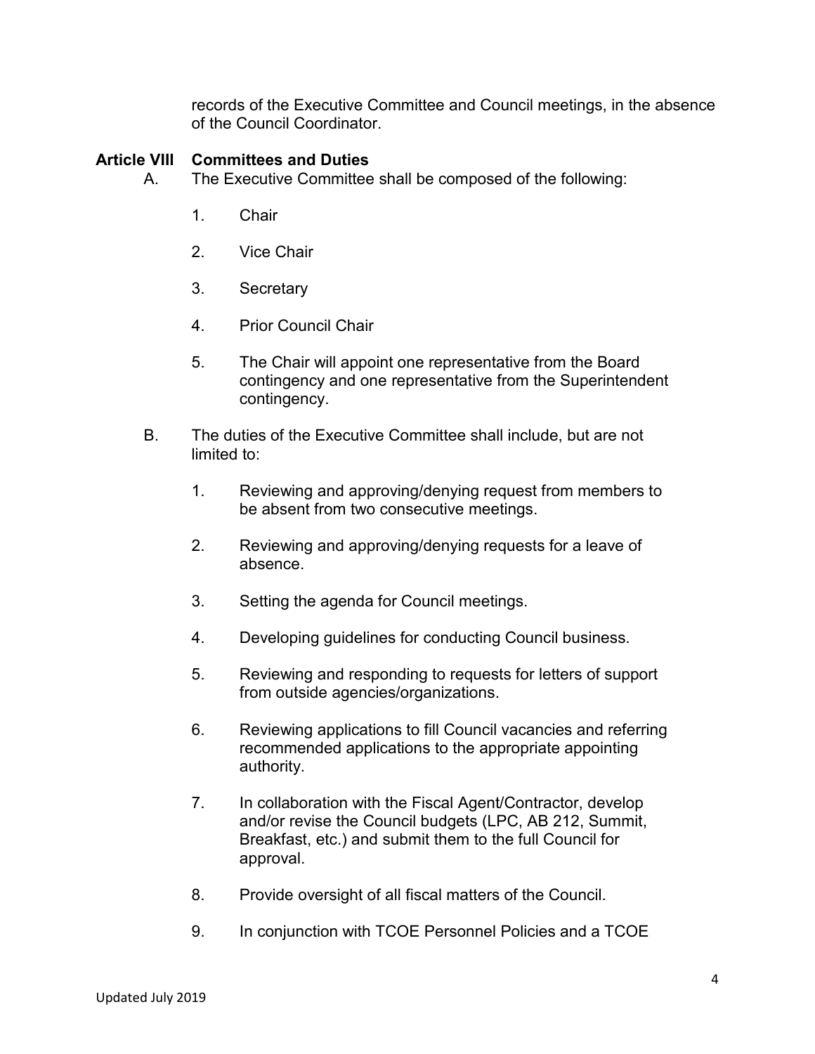records of the Executive Committee and Council meetings, in the absence of the Council Coordinator.

## Article VIII Committees and Duties

A. The Executive Committee shall be composed of the following:

1. Chair
2. Vice Chair
3. Secretary
4. Prior Council Chair
5. The Chair will appoint one representative from the Board contingency and one representative from the Superintendent contingency.

B. The duties of the Executive Committee shall include, but are not limited to:

1. Reviewing and approving/denying request from members to be absent from two consecutive meetings.
2. Reviewing and approving/denying requests for a leave of absence.
3. Setting the agenda for Council meetings.
4. Developing guidelines for conducting Council business.
5. Reviewing and responding to requests for letters of support from outside agencies/organizations.
6. Reviewing applications to fill Council vacancies and referring recommended applications to the appropriate appointing authority.
7. In collaboration with the Fiscal Agent/Contractor, develop and/or revise the Council budgets (LPC, AB 212, Summit, Breakfast, etc.) and submit them to the full Council for approval.
8. Provide oversight of all fiscal matters of the Council.
9. In conjunction with TCOE Personnel Policies and a TCOE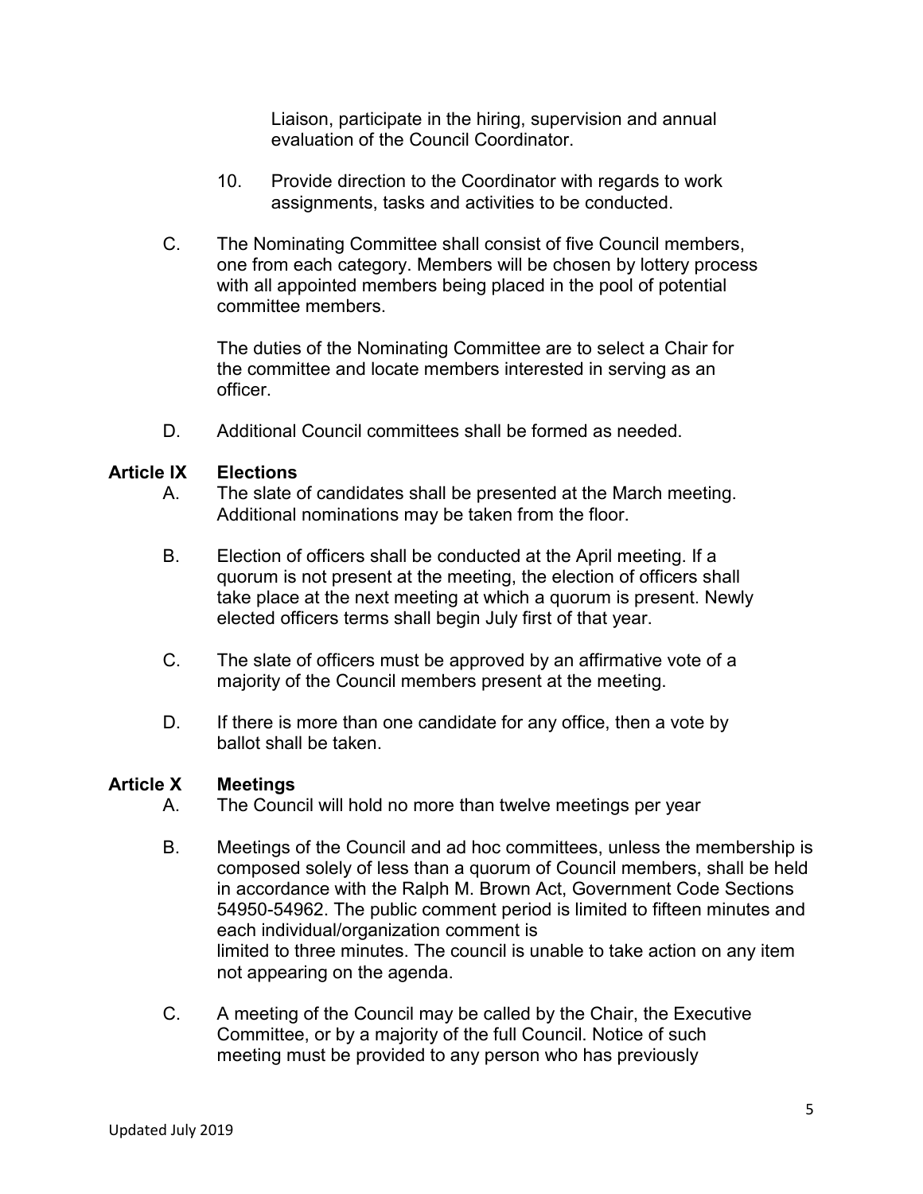Liaison, participate in the hiring, supervision and annual evaluation of the Council Coordinator.

10. Provide direction to the Coordinator with regards to work assignments, tasks and activities to be conducted.

C. The Nominating Committee shall consist of five Council members, one from each category. Members will be chosen by lottery process with all appointed members being placed in the pool of potential committee members.

   The duties of the Nominating Committee are to select a Chair for the committee and locate members interested in serving as an officer.

D. Additional Council committees shall be formed as needed.

## Article IX Elections

A. The slate of candidates shall be presented at the March meeting. Additional nominations may be taken from the floor.

B. Election of officers shall be conducted at the April meeting. If a quorum is not present at the meeting, the election of officers shall take place at the next meeting at which a quorum is present. Newly elected officers terms shall begin July first of that year.

C. The slate of officers must be approved by an affirmative vote of a majority of the Council members present at the meeting.

D. If there is more than one candidate for any office, then a vote by ballot shall be taken.

## Article X Meetings

A. The Council will hold no more than twelve meetings per year

B. Meetings of the Council and ad hoc committees, unless the membership is composed solely of less than a quorum of Council members, shall be held in accordance with the Ralph M. Brown Act, Government Code Sections 54950-54962. The public comment period is limited to fifteen minutes and each individual/organization comment is limited to three minutes. The council is unable to take action on any item not appearing on the agenda.

C. A meeting of the Council may be called by the Chair, the Executive Committee, or by a majority of the full Council. Notice of such meeting must be provided to any person who has previously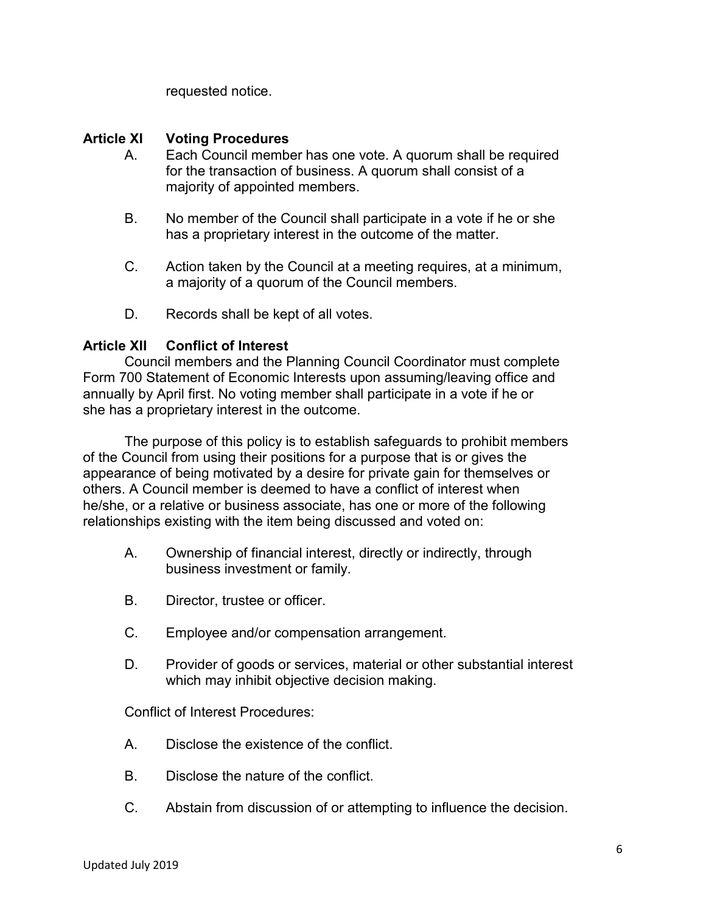requested notice.

## Article XI Voting Procedures

A. Each Council member has one vote. A quorum shall be required for the transaction of business. A quorum shall consist of a majority of appointed members.

B. No member of the Council shall participate in a vote if he or she has a proprietary interest in the outcome of the matter.

C. Action taken by the Council at a meeting requires, at a minimum, a majority of a quorum of the Council members.

D. Records shall be kept of all votes.

## Article XII Conflict of Interest

Council members and the Planning Council Coordinator must complete Form 700 Statement of Economic Interests upon assuming/leaving office and annually by April first. No voting member shall participate in a vote if he or she has a proprietary interest in the outcome.

The purpose of this policy is to establish safeguards to prohibit members of the Council from using their positions for a purpose that is or gives the appearance of being motivated by a desire for private gain for themselves or others. A Council member is deemed to have a conflict of interest when he/she, or a relative or business associate, has one or more of the following relationships existing with the item being discussed and voted on:

A. Ownership of financial interest, directly or indirectly, through business investment or family.

B. Director, trustee or officer.

C. Employee and/or compensation arrangement.

D. Provider of goods or services, material or other substantial interest which may inhibit objective decision making.

Conflict of Interest Procedures:

A. Disclose the existence of the conflict.

B. Disclose the nature of the conflict.

C. Abstain from discussion of or attempting to influence the decision.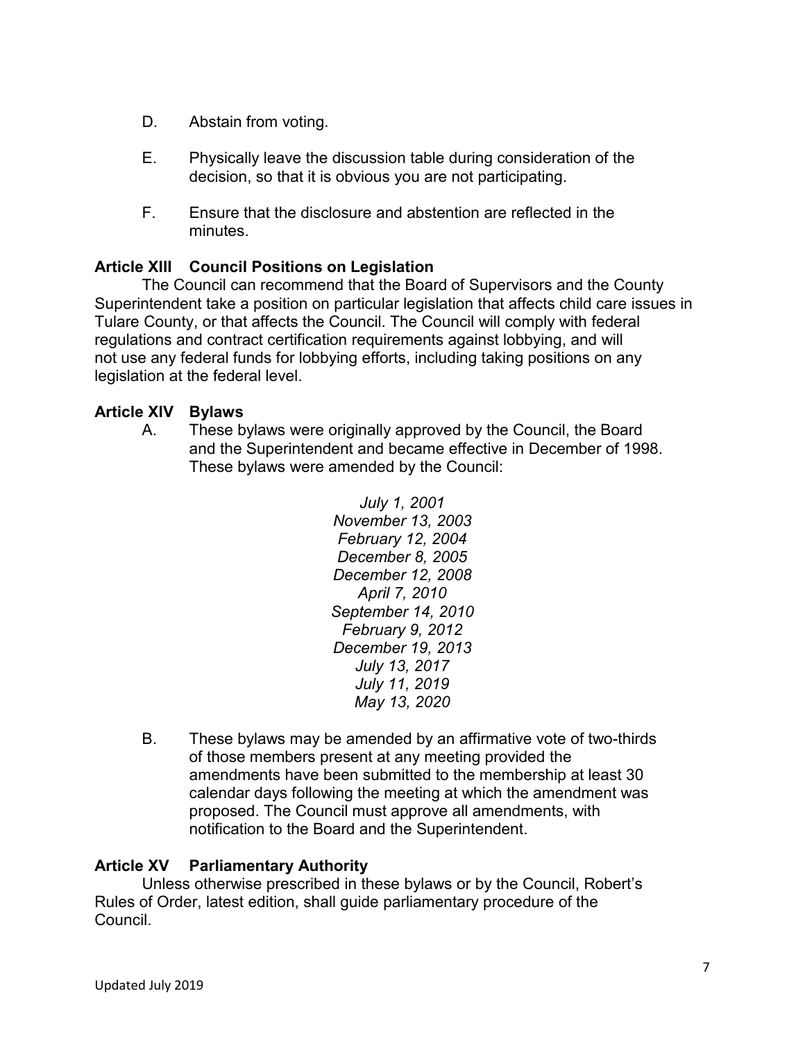D. Abstain from voting.

E. Physically leave the discussion table during consideration of the decision, so that it is obvious you are not participating.

F. Ensure that the disclosure and abstention are reflected in the minutes.

**Article XIII Council Positions on Legislation**

The Council can recommend that the Board of Supervisors and the County Superintendent take a position on particular legislation that affects child care issues in Tulare County, or that affects the Council. The Council will comply with federal regulations and contract certification requirements against lobbying, and will not use any federal funds for lobbying efforts, including taking positions on any legislation at the federal level.

**Article XIV Bylaws**

A. These bylaws were originally approved by the Council, the Board and the Superintendent and became effective in December of 1998. These bylaws were amended by the Council:

*July 1, 2001*
*November 13, 2003*
*February 12, 2004*
*December 8, 2005*
*December 12, 2008*
*April 7, 2010*
*September 14, 2010*
*February 9, 2012*
*December 19, 2013*
*July 13, 2017*
*July 11, 2019*
*May 13, 2020*

B. These bylaws may be amended by an affirmative vote of two-thirds of those members present at any meeting provided the amendments have been submitted to the membership at least 30 calendar days following the meeting at which the amendment was proposed. The Council must approve all amendments, with notification to the Board and the Superintendent.

**Article XV Parliamentary Authority**

Unless otherwise prescribed in these bylaws or by the Council, Robert's Rules of Order, latest edition, shall guide parliamentary procedure of the Council.